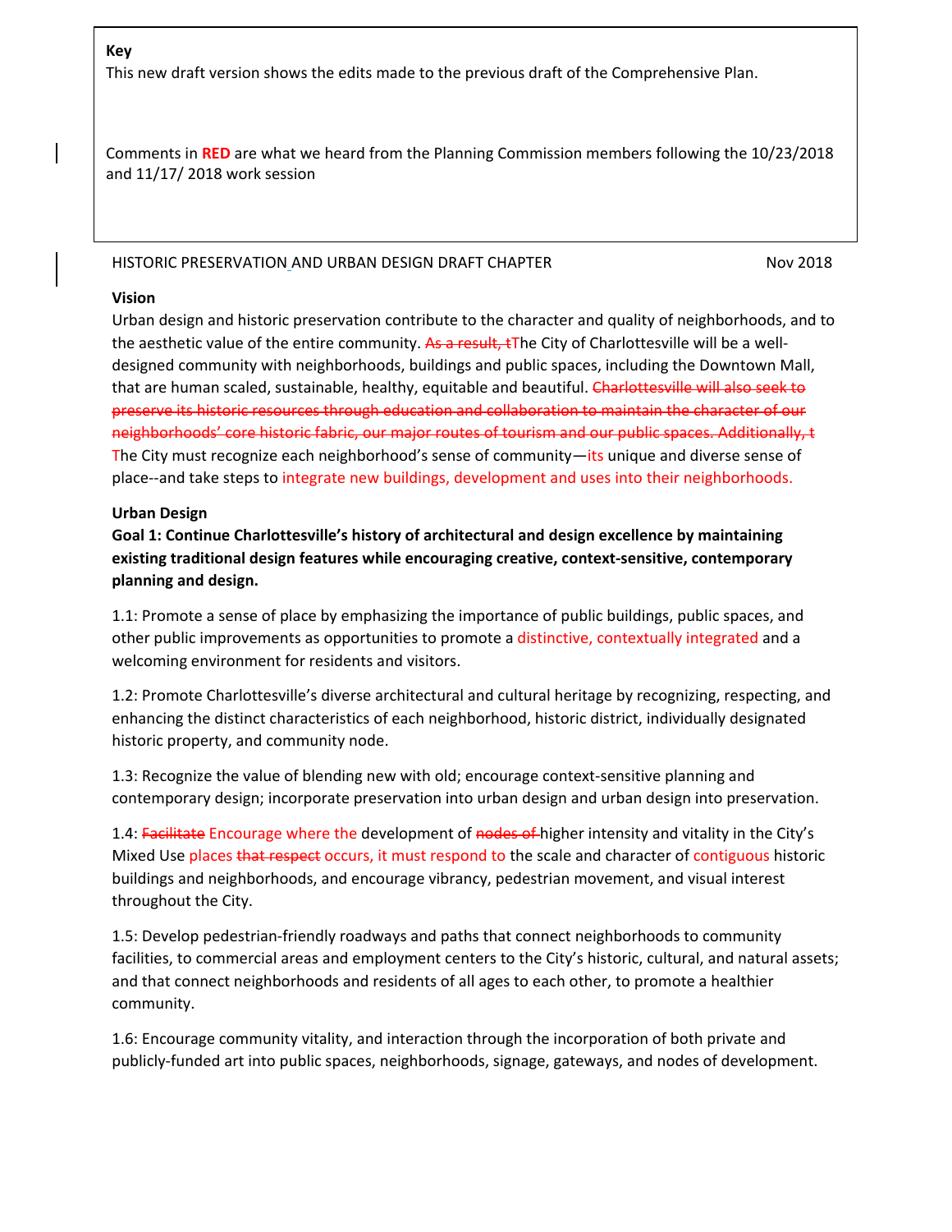**Key**

This new draft version shows the edits made to the previous draft of the Comprehensive Plan.

Comments in **RED** are what we heard from the Planning Commission members following the 10/23/2018 and 11/17/ 2018 work session

HISTORIC PRESERVATION AND URBAN DESIGN DRAFT CHAPTER Nov 2018

**Vision**

Urban design and historic preservation contribute to the character and quality of neighborhoods, and to the aesthetic value of the entire community. ~~As a result, t~~The City of Charlottesville will be a well-designed community with neighborhoods, buildings and public spaces, including the Downtown Mall, that are human scaled, sustainable, healthy, equitable and beautiful. ~~Charlottesville will also seek to preserve its historic resources through education and collaboration to maintain the character of our neighborhoods' core historic fabric, our major routes of tourism and our public spaces. Additionally, t~~ The City must recognize each neighborhood's sense of community—its unique and diverse sense of place--and take steps to integrate new buildings, development and uses into their neighborhoods.

**Urban Design**

**Goal 1: Continue Charlottesville's history of architectural and design excellence by maintaining existing traditional design features while encouraging creative, context-sensitive, contemporary planning and design.**

1.1: Promote a sense of place by emphasizing the importance of public buildings, public spaces, and other public improvements as opportunities to promote a distinctive, contextually integrated and a welcoming environment for residents and visitors.

1.2: Promote Charlottesville's diverse architectural and cultural heritage by recognizing, respecting, and enhancing the distinct characteristics of each neighborhood, historic district, individually designated historic property, and community node.

1.3: Recognize the value of blending new with old; encourage context-sensitive planning and contemporary design; incorporate preservation into urban design and urban design into preservation.

1.4: ~~Facilitate~~ Encourage where the development of ~~nodes of~~ higher intensity and vitality in the City's Mixed Use places ~~that respect~~ occurs, it must respond to the scale and character of contiguous historic buildings and neighborhoods, and encourage vibrancy, pedestrian movement, and visual interest throughout the City.

1.5: Develop pedestrian-friendly roadways and paths that connect neighborhoods to community facilities, to commercial areas and employment centers to the City's historic, cultural, and natural assets; and that connect neighborhoods and residents of all ages to each other, to promote a healthier community.

1.6: Encourage community vitality, and interaction through the incorporation of both private and publicly-funded art into public spaces, neighborhoods, signage, gateways, and nodes of development.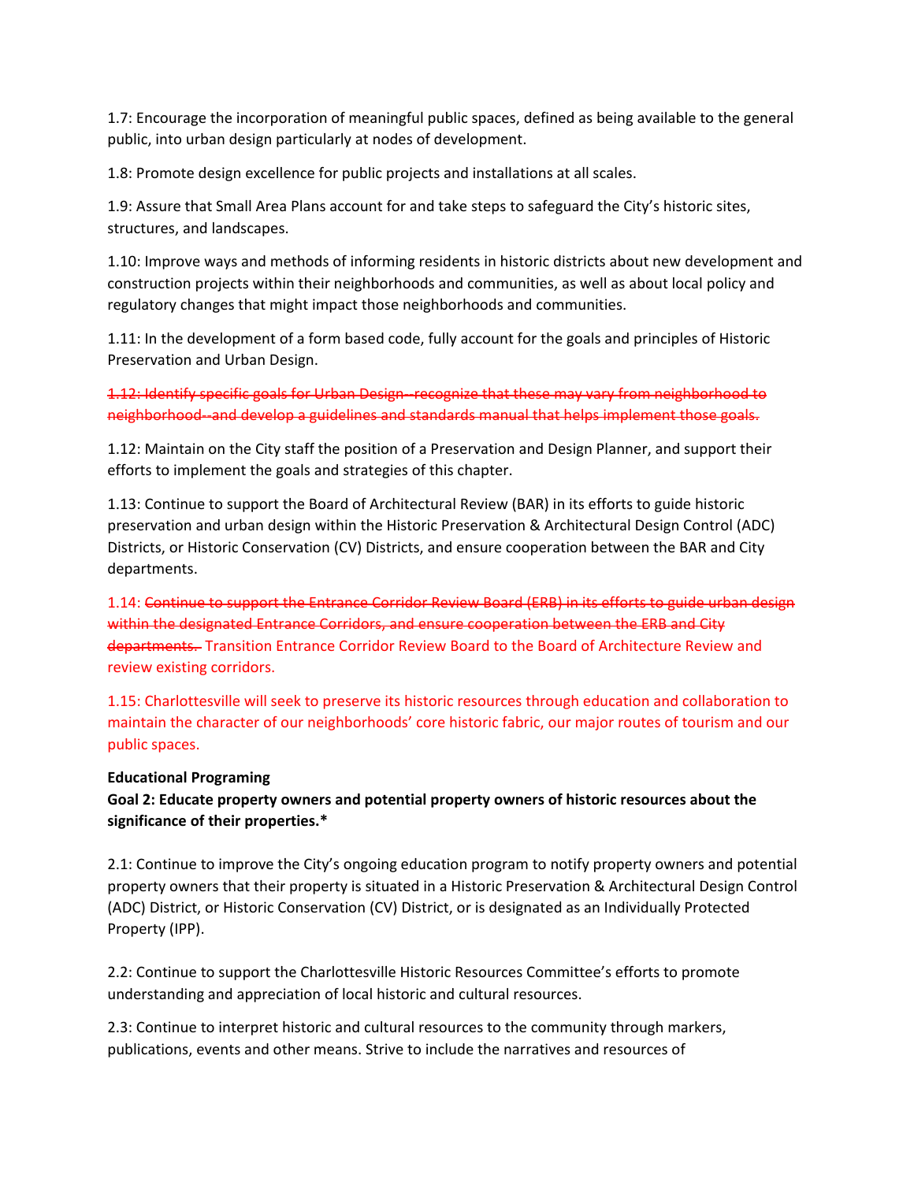1.7: Encourage the incorporation of meaningful public spaces, defined as being available to the general public, into urban design particularly at nodes of development.

1.8: Promote design excellence for public projects and installations at all scales.

1.9: Assure that Small Area Plans account for and take steps to safeguard the City's historic sites, structures, and landscapes.

1.10: Improve ways and methods of informing residents in historic districts about new development and construction projects within their neighborhoods and communities, as well as about local policy and regulatory changes that might impact those neighborhoods and communities.

1.11: In the development of a form based code, fully account for the goals and principles of Historic Preservation and Urban Design.

~~1.12: Identify specific goals for Urban Design--recognize that these may vary from neighborhood to neighborhood--and develop a guidelines and standards manual that helps implement those goals.~~

1.12: Maintain on the City staff the position of a Preservation and Design Planner, and support their efforts to implement the goals and strategies of this chapter.

1.13: Continue to support the Board of Architectural Review (BAR) in its efforts to guide historic preservation and urban design within the Historic Preservation & Architectural Design Control (ADC) Districts, or Historic Conservation (CV) Districts, and ensure cooperation between the BAR and City departments.

1.14: ~~Continue to support the Entrance Corridor Review Board (ERB) in its efforts to guide urban design within the designated Entrance Corridors, and ensure cooperation between the ERB and City departments.~~ Transition Entrance Corridor Review Board to the Board of Architecture Review and review existing corridors.

1.15: Charlottesville will seek to preserve its historic resources through education and collaboration to maintain the character of our neighborhoods' core historic fabric, our major routes of tourism and our public spaces.

**Educational Programing**

**Goal 2: Educate property owners and potential property owners of historic resources about the significance of their properties.***

2.1: Continue to improve the City's ongoing education program to notify property owners and potential property owners that their property is situated in a Historic Preservation & Architectural Design Control (ADC) District, or Historic Conservation (CV) District, or is designated as an Individually Protected Property (IPP).

2.2: Continue to support the Charlottesville Historic Resources Committee's efforts to promote understanding and appreciation of local historic and cultural resources.

2.3: Continue to interpret historic and cultural resources to the community through markers, publications, events and other means. Strive to include the narratives and resources of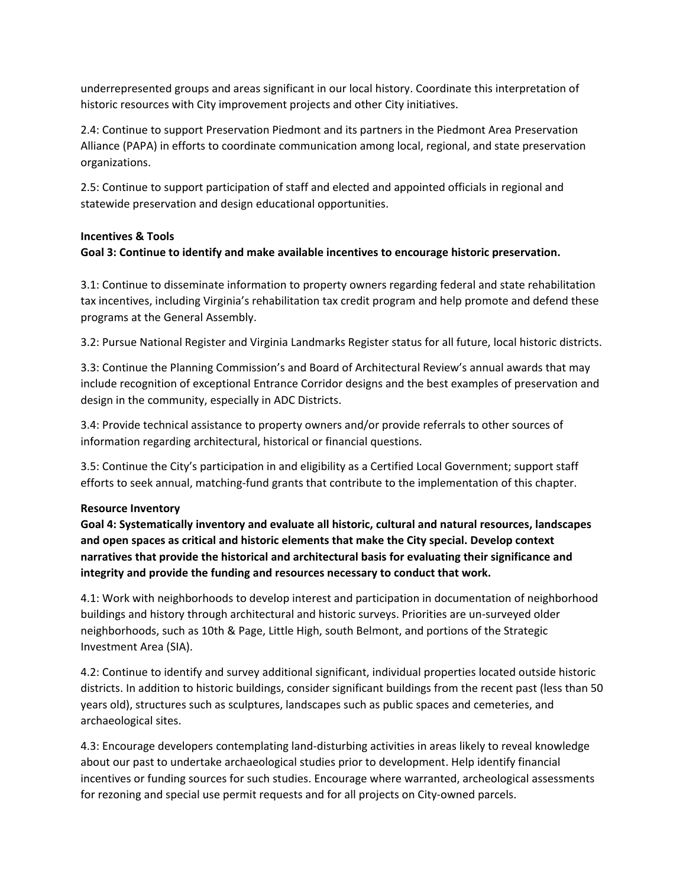underrepresented groups and areas significant in our local history. Coordinate this interpretation of historic resources with City improvement projects and other City initiatives.

2.4: Continue to support Preservation Piedmont and its partners in the Piedmont Area Preservation Alliance (PAPA) in efforts to coordinate communication among local, regional, and state preservation organizations.

2.5: Continue to support participation of staff and elected and appointed officials in regional and statewide preservation and design educational opportunities.

**Incentives & Tools**

**Goal 3: Continue to identify and make available incentives to encourage historic preservation.**

3.1: Continue to disseminate information to property owners regarding federal and state rehabilitation tax incentives, including Virginia's rehabilitation tax credit program and help promote and defend these programs at the General Assembly.

3.2: Pursue National Register and Virginia Landmarks Register status for all future, local historic districts.

3.3: Continue the Planning Commission's and Board of Architectural Review's annual awards that may include recognition of exceptional Entrance Corridor designs and the best examples of preservation and design in the community, especially in ADC Districts.

3.4: Provide technical assistance to property owners and/or provide referrals to other sources of information regarding architectural, historical or financial questions.

3.5: Continue the City's participation in and eligibility as a Certified Local Government; support staff efforts to seek annual, matching-fund grants that contribute to the implementation of this chapter.

**Resource Inventory**

**Goal 4: Systematically inventory and evaluate all historic, cultural and natural resources, landscapes and open spaces as critical and historic elements that make the City special. Develop context narratives that provide the historical and architectural basis for evaluating their significance and integrity and provide the funding and resources necessary to conduct that work.**

4.1: Work with neighborhoods to develop interest and participation in documentation of neighborhood buildings and history through architectural and historic surveys. Priorities are un-surveyed older neighborhoods, such as 10th & Page, Little High, south Belmont, and portions of the Strategic Investment Area (SIA).

4.2: Continue to identify and survey additional significant, individual properties located outside historic districts. In addition to historic buildings, consider significant buildings from the recent past (less than 50 years old), structures such as sculptures, landscapes such as public spaces and cemeteries, and archaeological sites.

4.3: Encourage developers contemplating land-disturbing activities in areas likely to reveal knowledge about our past to undertake archaeological studies prior to development. Help identify financial incentives or funding sources for such studies. Encourage where warranted, archeological assessments for rezoning and special use permit requests and for all projects on City-owned parcels.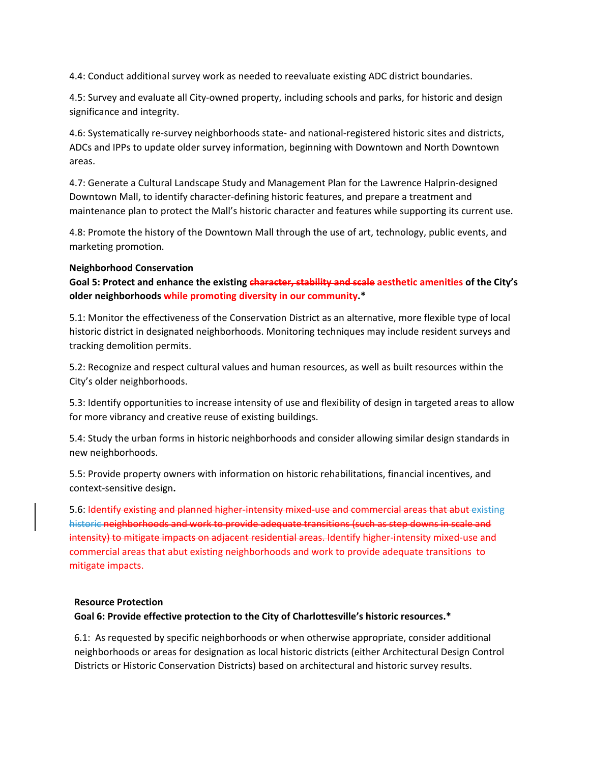4.4: Conduct additional survey work as needed to reevaluate existing ADC district boundaries.

4.5: Survey and evaluate all City-owned property, including schools and parks, for historic and design significance and integrity.

4.6: Systematically re-survey neighborhoods state- and national-registered historic sites and districts, ADCs and IPPs to update older survey information, beginning with Downtown and North Downtown areas.

4.7: Generate a Cultural Landscape Study and Management Plan for the Lawrence Halprin-designed Downtown Mall, to identify character-defining historic features, and prepare a treatment and maintenance plan to protect the Mall's historic character and features while supporting its current use.

4.8: Promote the history of the Downtown Mall through the use of art, technology, public events, and marketing promotion.

**Neighborhood Conservation**

**Goal 5: Protect and enhance the existing ~~character, stability and scale~~ aesthetic amenities of the City's older neighborhoods while promoting diversity in our community.***

5.1: Monitor the effectiveness of the Conservation District as an alternative, more flexible type of local historic district in designated neighborhoods. Monitoring techniques may include resident surveys and tracking demolition permits.

5.2: Recognize and respect cultural values and human resources, as well as built resources within the City's older neighborhoods.

5.3: Identify opportunities to increase intensity of use and flexibility of design in targeted areas to allow for more vibrancy and creative reuse of existing buildings.

5.4: Study the urban forms in historic neighborhoods and consider allowing similar design standards in new neighborhoods.

5.5: Provide property owners with information on historic rehabilitations, financial incentives, and context-sensitive design.

5.6: ~~Identify existing and planned higher-intensity mixed-use and commercial areas that abut existing historic neighborhoods and work to provide adequate transitions (such as step downs in scale and intensity) to mitigate impacts on adjacent residential areas.~~ Identify higher-intensity mixed-use and commercial areas that abut existing neighborhoods and work to provide adequate transitions to mitigate impacts.

**Resource Protection**

**Goal 6: Provide effective protection to the City of Charlottesville's historic resources.***

6.1: As requested by specific neighborhoods or when otherwise appropriate, consider additional neighborhoods or areas for designation as local historic districts (either Architectural Design Control Districts or Historic Conservation Districts) based on architectural and historic survey results.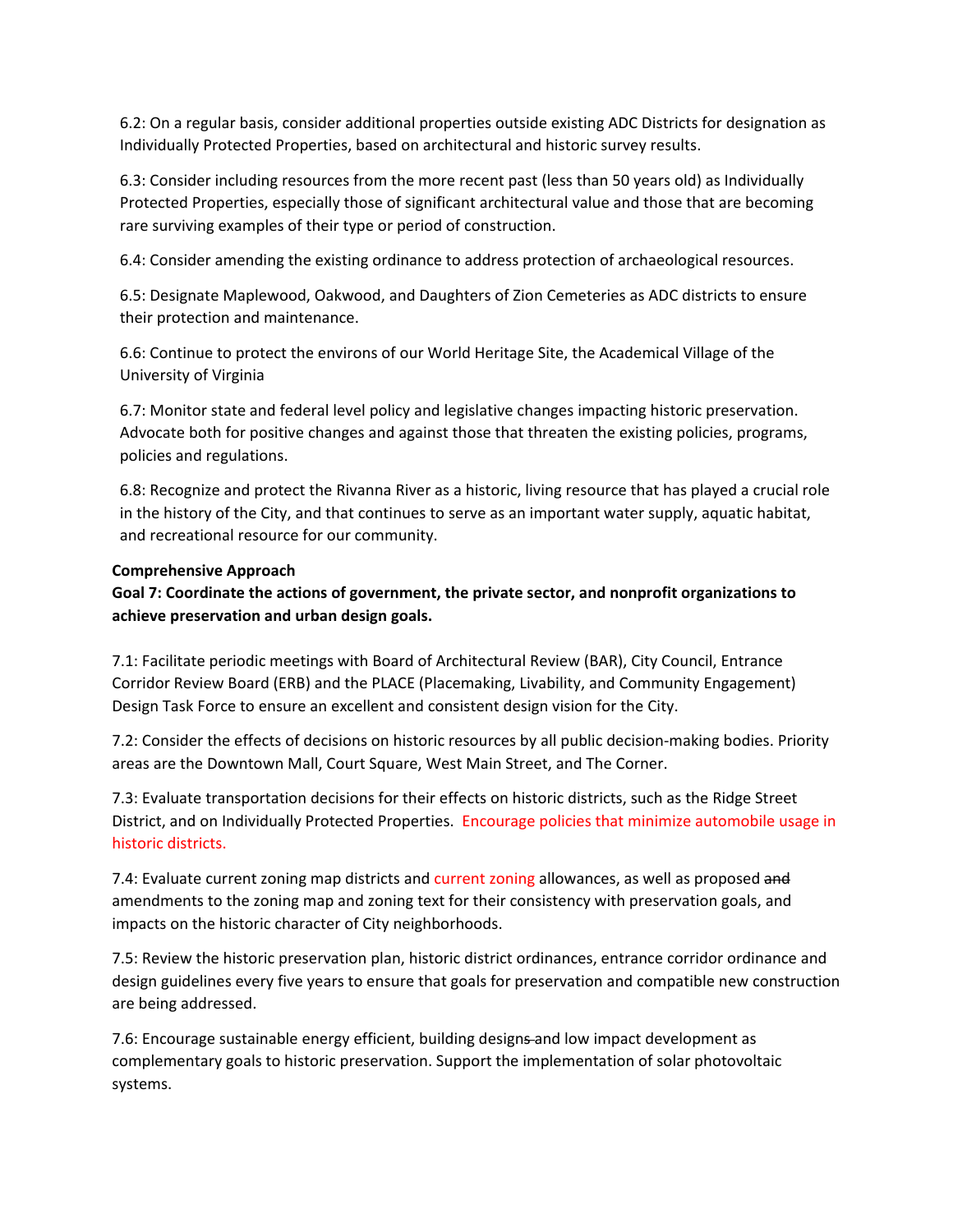6.2: On a regular basis, consider additional properties outside existing ADC Districts for designation as Individually Protected Properties, based on architectural and historic survey results.

6.3: Consider including resources from the more recent past (less than 50 years old) as Individually Protected Properties, especially those of significant architectural value and those that are becoming rare surviving examples of their type or period of construction.

6.4: Consider amending the existing ordinance to address protection of archaeological resources.

6.5: Designate Maplewood, Oakwood, and Daughters of Zion Cemeteries as ADC districts to ensure their protection and maintenance.

6.6: Continue to protect the environs of our World Heritage Site, the Academical Village of the University of Virginia

6.7: Monitor state and federal level policy and legislative changes impacting historic preservation. Advocate both for positive changes and against those that threaten the existing policies, programs, policies and regulations.

6.8: Recognize and protect the Rivanna River as a historic, living resource that has played a crucial role in the history of the City, and that continues to serve as an important water supply, aquatic habitat, and recreational resource for our community.

**Comprehensive Approach**

**Goal 7: Coordinate the actions of government, the private sector, and nonprofit organizations to achieve preservation and urban design goals.**

7.1: Facilitate periodic meetings with Board of Architectural Review (BAR), City Council, Entrance Corridor Review Board (ERB) and the PLACE (Placemaking, Livability, and Community Engagement) Design Task Force to ensure an excellent and consistent design vision for the City.

7.2: Consider the effects of decisions on historic resources by all public decision-making bodies. Priority areas are the Downtown Mall, Court Square, West Main Street, and The Corner.

7.3: Evaluate transportation decisions for their effects on historic districts, such as the Ridge Street District, and on Individually Protected Properties. Encourage policies that minimize automobile usage in historic districts.

7.4: Evaluate current zoning map districts and current zoning allowances, as well as proposed ~~and~~ amendments to the zoning map and zoning text for their consistency with preservation goals, and impacts on the historic character of City neighborhoods.

7.5: Review the historic preservation plan, historic district ordinances, entrance corridor ordinance and design guidelines every five years to ensure that goals for preservation and compatible new construction are being addressed.

7.6: Encourage sustainable energy efficient, building designs ~~and~~ low impact development as complementary goals to historic preservation. Support the implementation of solar photovoltaic systems.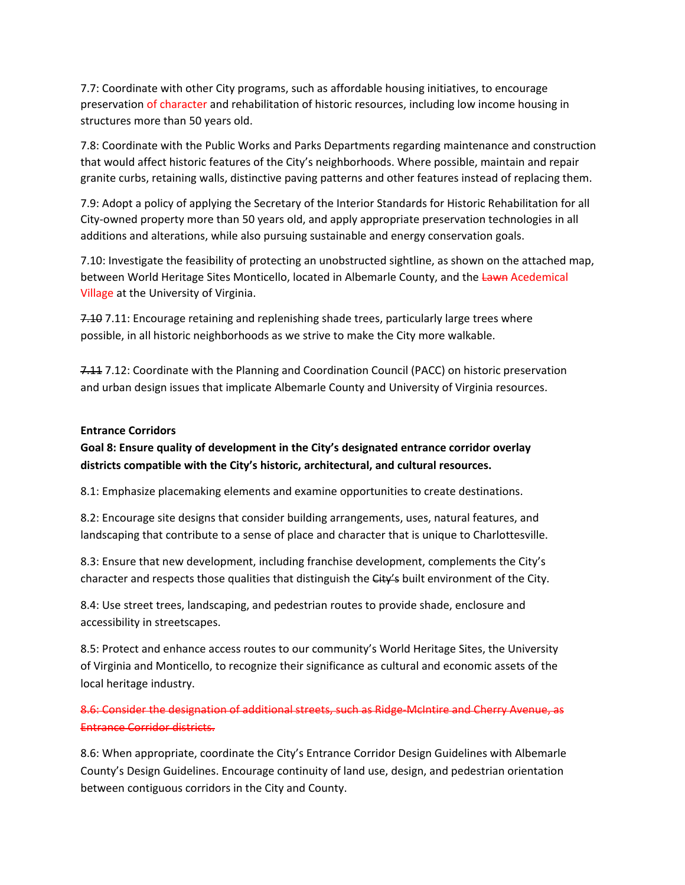7.7: Coordinate with other City programs, such as affordable housing initiatives, to encourage preservation of character and rehabilitation of historic resources, including low income housing in structures more than 50 years old.

7.8: Coordinate with the Public Works and Parks Departments regarding maintenance and construction that would affect historic features of the City's neighborhoods. Where possible, maintain and repair granite curbs, retaining walls, distinctive paving patterns and other features instead of replacing them.

7.9: Adopt a policy of applying the Secretary of the Interior Standards for Historic Rehabilitation for all City-owned property more than 50 years old, and apply appropriate preservation technologies in all additions and alterations, while also pursuing sustainable and energy conservation goals.

7.10: Investigate the feasibility of protecting an unobstructed sightline, as shown on the attached map, between World Heritage Sites Monticello, located in Albemarle County, and the ~~Lawn~~ Acedemical Village at the University of Virginia.

~~7.10~~ 7.11: Encourage retaining and replenishing shade trees, particularly large trees where possible, in all historic neighborhoods as we strive to make the City more walkable.

~~7.11~~ 7.12: Coordinate with the Planning and Coordination Council (PACC) on historic preservation and urban design issues that implicate Albemarle County and University of Virginia resources.

**Entrance Corridors**

**Goal 8: Ensure quality of development in the City's designated entrance corridor overlay districts compatible with the City's historic, architectural, and cultural resources.**

8.1: Emphasize placemaking elements and examine opportunities to create destinations.

8.2: Encourage site designs that consider building arrangements, uses, natural features, and landscaping that contribute to a sense of place and character that is unique to Charlottesville.

8.3: Ensure that new development, including franchise development, complements the City's character and respects those qualities that distinguish the ~~City's~~ built environment of the City.

8.4: Use street trees, landscaping, and pedestrian routes to provide shade, enclosure and accessibility in streetscapes.

8.5: Protect and enhance access routes to our community's World Heritage Sites, the University of Virginia and Monticello, to recognize their significance as cultural and economic assets of the local heritage industry.

~~8.6: Consider the designation of additional streets, such as Ridge-McIntire and Cherry Avenue, as Entrance Corridor districts.~~

8.6: When appropriate, coordinate the City's Entrance Corridor Design Guidelines with Albemarle County's Design Guidelines. Encourage continuity of land use, design, and pedestrian orientation between contiguous corridors in the City and County.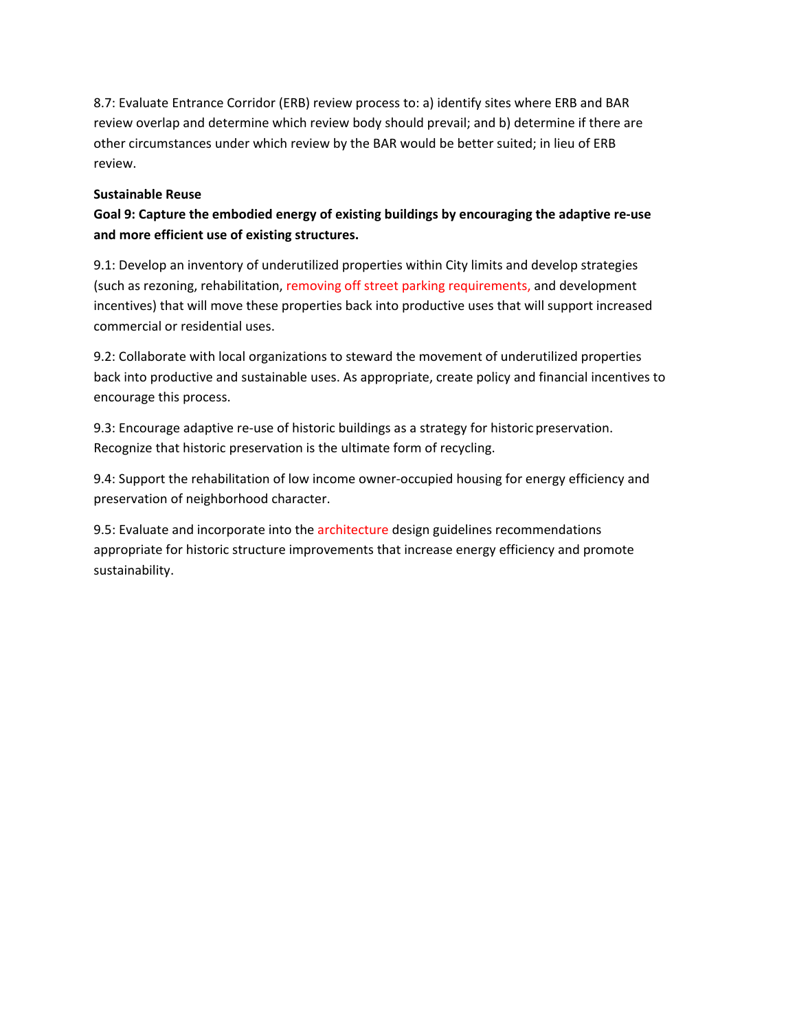8.7: Evaluate Entrance Corridor (ERB) review process to: a) identify sites where ERB and BAR review overlap and determine which review body should prevail; and b) determine if there are other circumstances under which review by the BAR would be better suited; in lieu of ERB review.

**Sustainable Reuse**

**Goal 9: Capture the embodied energy of existing buildings by encouraging the adaptive re-use and more efficient use of existing structures.**

9.1: Develop an inventory of underutilized properties within City limits and develop strategies (such as rezoning, rehabilitation, removing off street parking requirements, and development incentives) that will move these properties back into productive uses that will support increased commercial or residential uses.

9.2: Collaborate with local organizations to steward the movement of underutilized properties back into productive and sustainable uses. As appropriate, create policy and financial incentives to encourage this process.

9.3: Encourage adaptive re-use of historic buildings as a strategy for historic preservation. Recognize that historic preservation is the ultimate form of recycling.

9.4: Support the rehabilitation of low income owner-occupied housing for energy efficiency and preservation of neighborhood character.

9.5: Evaluate and incorporate into the architecture design guidelines recommendations appropriate for historic structure improvements that increase energy efficiency and promote sustainability.